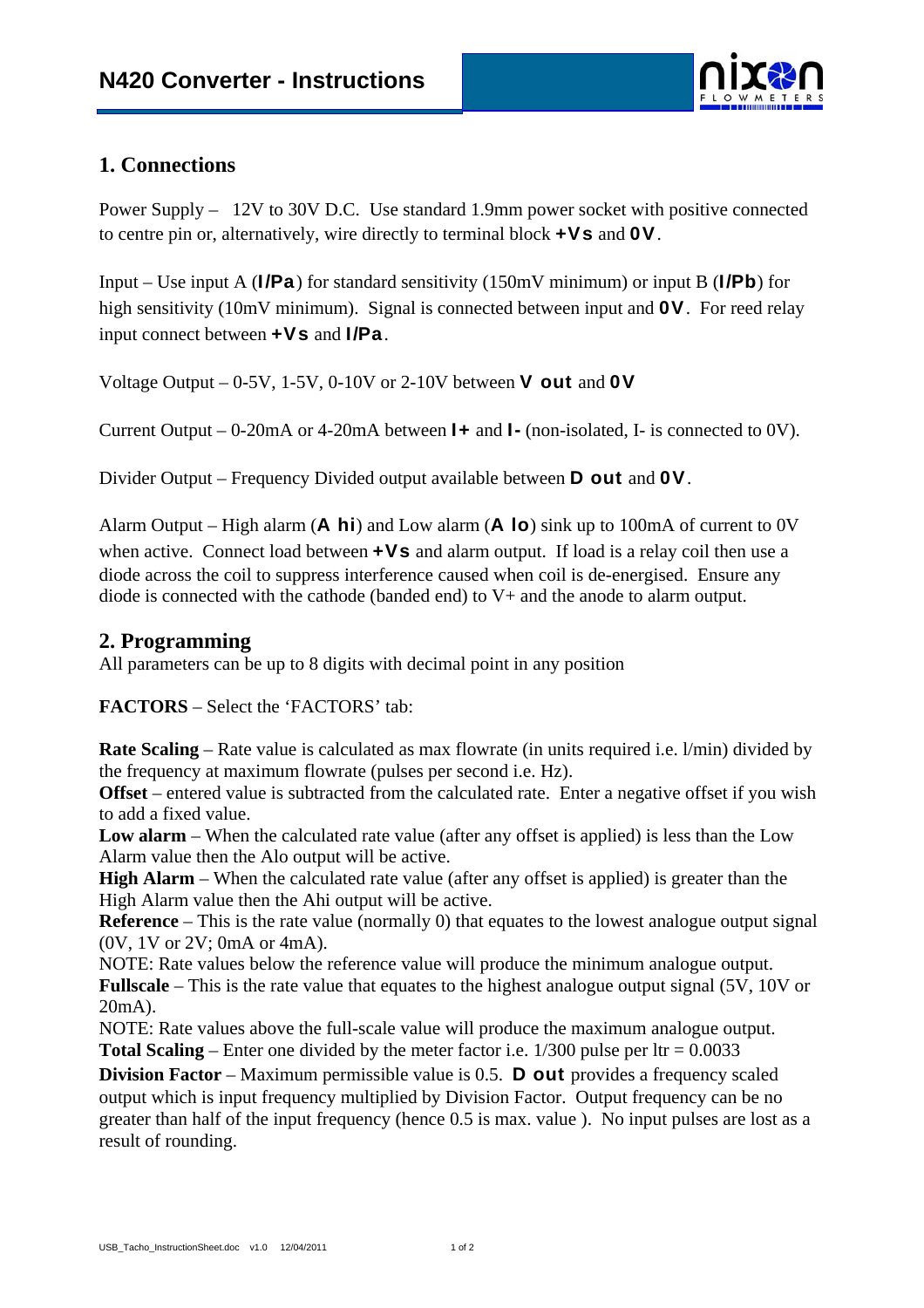# N420 Converter - Instructions

## 1. Connections

Power Supply – 12V to 30V D.C. Use standard 1.9mm power socket with positive connected to centre pin or, alternatively, wire directly to terminal block **+Vs** and **0V**.

Input – Use input A (**I/Pa**) for standard sensitivity (150mV minimum) or input B (**I/Pb**) for high sensitivity (10mV minimum). Signal is connected between input and **0V**. For reed relay input connect between **+Vs** and **I/Pa**.

Voltage Output – 0-5V, 1-5V, 0-10V or 2-10V between **V out** and **0V**

Current Output – 0-20mA or 4-20mA between **I+** and **I-** (non-isolated, I- is connected to 0V).

Divider Output – Frequency Divided output available between **D out** and **0V**.

Alarm Output – High alarm (**A hi**) and Low alarm (**A lo**) sink up to 100mA of current to 0V when active. Connect load between **+Vs** and alarm output. If load is a relay coil then use a diode across the coil to suppress interference caused when coil is de-energised. Ensure any diode is connected with the cathode (banded end) to V+ and the anode to alarm output.

## 2. Programming

All parameters can be up to 8 digits with decimal point in any position

**FACTORS** – Select the 'FACTORS' tab:

**Rate Scaling** – Rate value is calculated as max flowrate (in units required i.e. l/min) divided by the frequency at maximum flowrate (pulses per second i.e. Hz).
**Offset** – entered value is subtracted from the calculated rate. Enter a negative offset if you wish to add a fixed value.
**Low alarm** – When the calculated rate value (after any offset is applied) is less than the Low Alarm value then the Alo output will be active.
**High Alarm** – When the calculated rate value (after any offset is applied) is greater than the High Alarm value then the Ahi output will be active.
**Reference** – This is the rate value (normally 0) that equates to the lowest analogue output signal (0V, 1V or 2V; 0mA or 4mA).
NOTE: Rate values below the reference value will produce the minimum analogue output.
**Fullscale** – This is the rate value that equates to the highest analogue output signal (5V, 10V or 20mA).
NOTE: Rate values above the full-scale value will produce the maximum analogue output.
**Total Scaling** – Enter one divided by the meter factor i.e. 1/300 pulse per ltr = 0.0033
**Division Factor** – Maximum permissible value is 0.5. **D out** provides a frequency scaled output which is input frequency multiplied by Division Factor. Output frequency can be no greater than half of the input frequency (hence 0.5 is max. value ). No input pulses are lost as a result of rounding.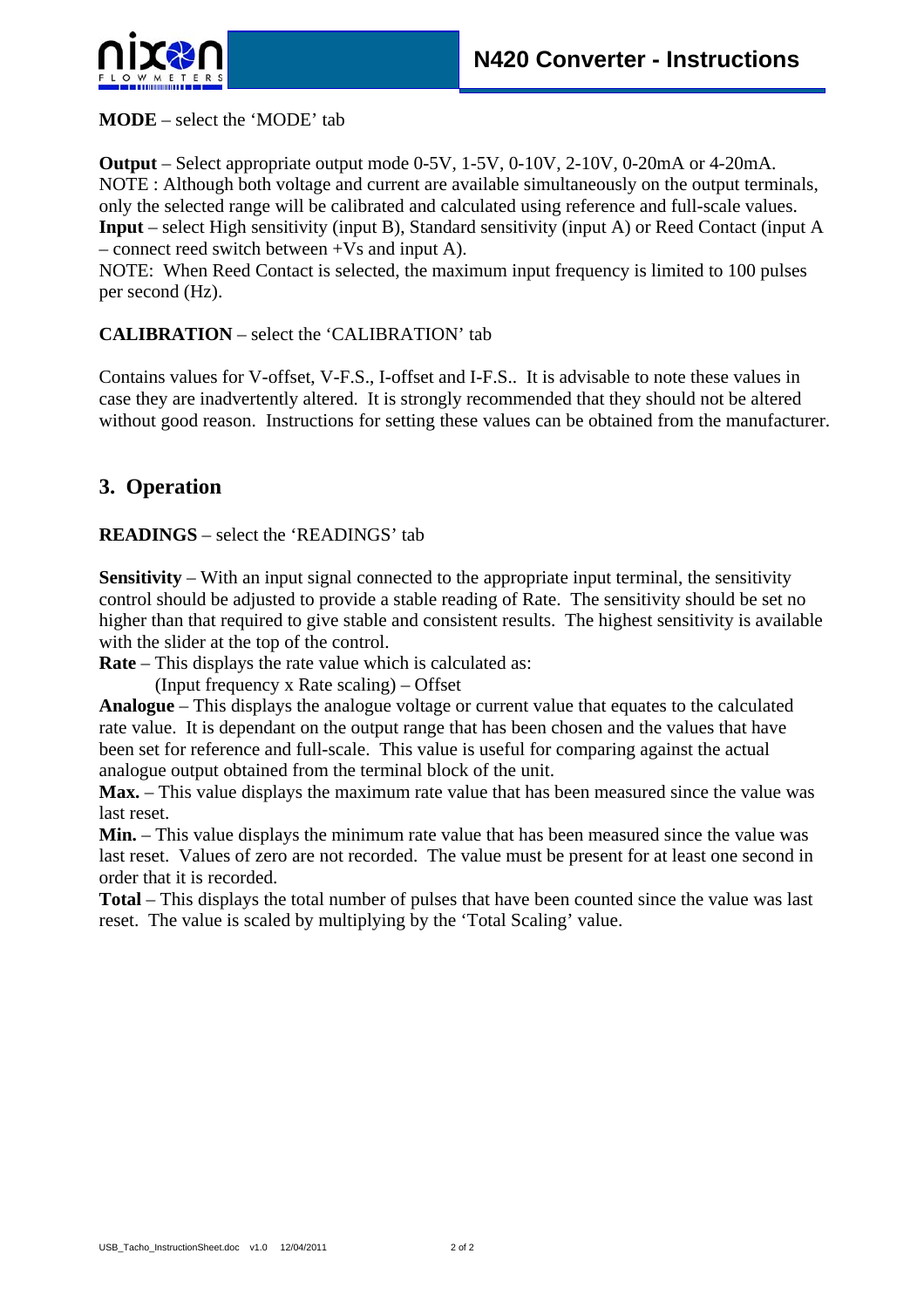**MODE** – select the 'MODE' tab

**Output** – Select appropriate output mode 0-5V, 1-5V, 0-10V, 2-10V, 0-20mA or 4-20mA.
NOTE : Although both voltage and current are available simultaneously on the output terminals, only the selected range will be calibrated and calculated using reference and full-scale values.
**Input** – select High sensitivity (input B), Standard sensitivity (input A) or Reed Contact (input A – connect reed switch between +Vs and input A).
NOTE: When Reed Contact is selected, the maximum input frequency is limited to 100 pulses per second (Hz).

**CALIBRATION** – select the 'CALIBRATION' tab

Contains values for V-offset, V-F.S., I-offset and I-F.S.. It is advisable to note these values in case they are inadvertently altered. It is strongly recommended that they should not be altered without good reason. Instructions for setting these values can be obtained from the manufacturer.

## 3. Operation

**READINGS** – select the 'READINGS' tab

**Sensitivity** – With an input signal connected to the appropriate input terminal, the sensitivity control should be adjusted to provide a stable reading of Rate. The sensitivity should be set no higher than that required to give stable and consistent results. The highest sensitivity is available with the slider at the top of the control.
**Rate** – This displays the rate value which is calculated as:
(Input frequency x Rate scaling) – Offset
**Analogue** – This displays the analogue voltage or current value that equates to the calculated rate value. It is dependant on the output range that has been chosen and the values that have been set for reference and full-scale. This value is useful for comparing against the actual analogue output obtained from the terminal block of the unit.
**Max.** – This value displays the maximum rate value that has been measured since the value was last reset.
**Min.** – This value displays the minimum rate value that has been measured since the value was last reset. Values of zero are not recorded. The value must be present for at least one second in order that it is recorded.
**Total** – This displays the total number of pulses that have been counted since the value was last reset. The value is scaled by multiplying by the 'Total Scaling' value.